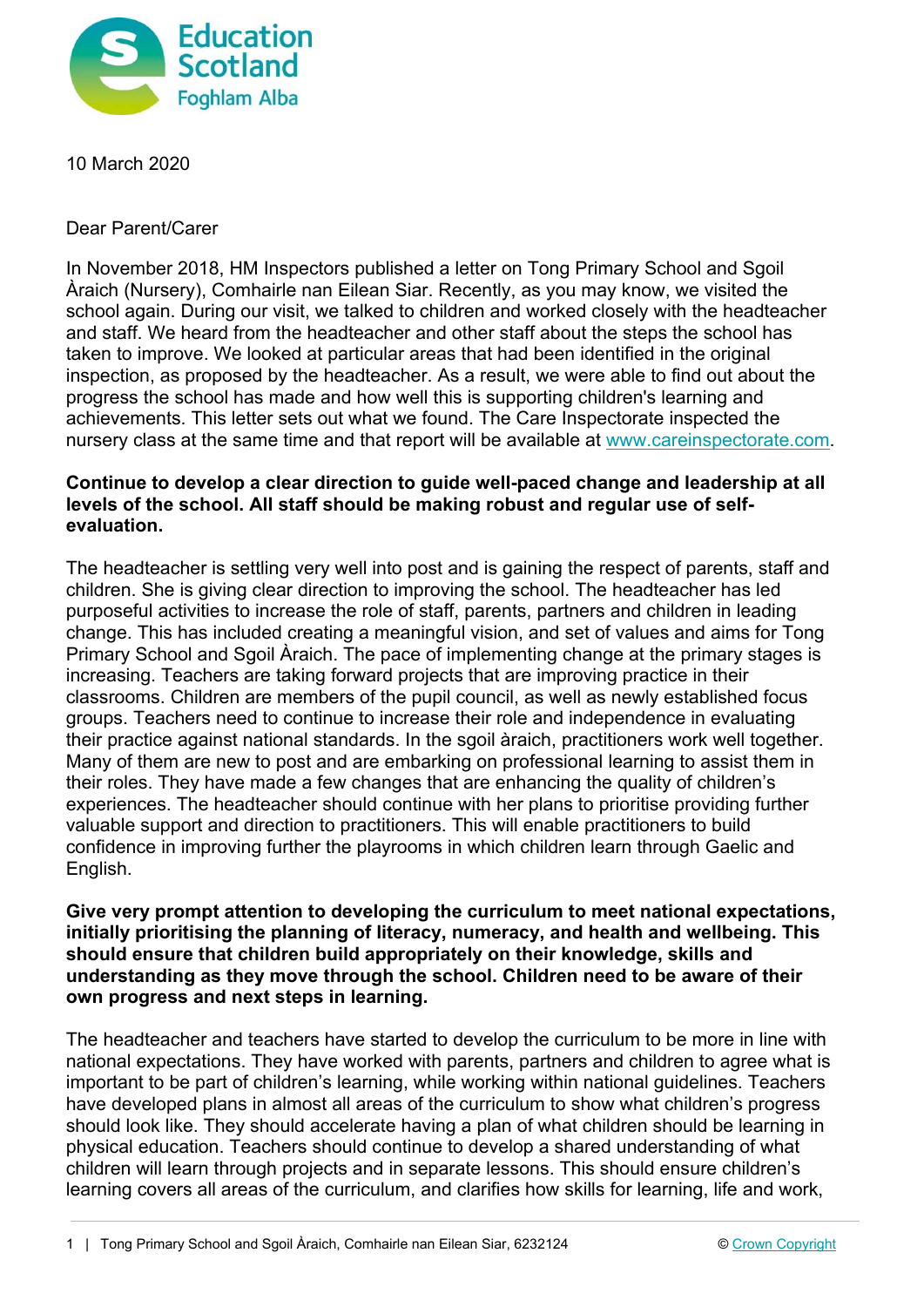10 March 2020

Dear Parent/Carer

In November 2018, HM Inspectors published a letter on Tong Primary School and Sgoil Àraich (Nursery), Comhairle nan Eilean Siar. Recently, as you may know, we visited the school again. During our visit, we talked to children and worked closely with the headteacher and staff. We heard from the headteacher and other staff about the steps the school has taken to improve. We looked at particular areas that had been identified in the original inspection, as proposed by the headteacher. As a result, we were able to find out about the progress the school has made and how well this is supporting children's learning and achievements. This letter sets out what we found. The Care Inspectorate inspected the nursery class at the same time and that report will be available at www.careinspectorate.com.

**Continue to develop a clear direction to guide well-paced change and leadership at all levels of the school. All staff should be making robust and regular use of self-evaluation.**

The headteacher is settling very well into post and is gaining the respect of parents, staff and children. She is giving clear direction to improving the school. The headteacher has led purposeful activities to increase the role of staff, parents, partners and children in leading change. This has included creating a meaningful vision, and set of values and aims for Tong Primary School and Sgoil Àraich. The pace of implementing change at the primary stages is increasing. Teachers are taking forward projects that are improving practice in their classrooms. Children are members of the pupil council, as well as newly established focus groups. Teachers need to continue to increase their role and independence in evaluating their practice against national standards. In the sgoil àraich, practitioners work well together. Many of them are new to post and are embarking on professional learning to assist them in their roles. They have made a few changes that are enhancing the quality of children's experiences. The headteacher should continue with her plans to prioritise providing further valuable support and direction to practitioners. This will enable practitioners to build confidence in improving further the playrooms in which children learn through Gaelic and English.

**Give very prompt attention to developing the curriculum to meet national expectations, initially prioritising the planning of literacy, numeracy, and health and wellbeing. This should ensure that children build appropriately on their knowledge, skills and understanding as they move through the school. Children need to be aware of their own progress and next steps in learning.**

The headteacher and teachers have started to develop the curriculum to be more in line with national expectations. They have worked with parents, partners and children to agree what is important to be part of children's learning, while working within national guidelines. Teachers have developed plans in almost all areas of the curriculum to show what children's progress should look like. They should accelerate having a plan of what children should be learning in physical education. Teachers should continue to develop a shared understanding of what children will learn through projects and in separate lessons. This should ensure children's learning covers all areas of the curriculum, and clarifies how skills for learning, life and work,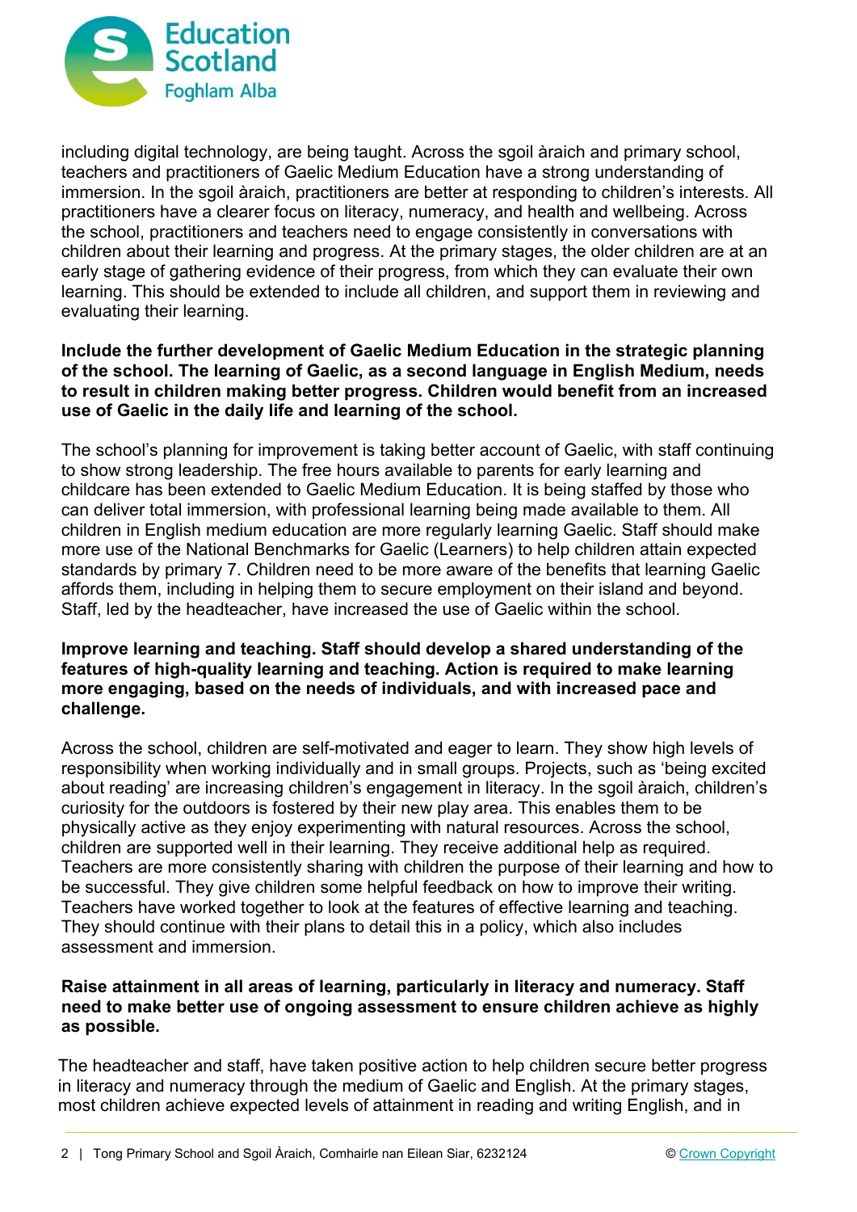including digital technology, are being taught. Across the sgoil àraich and primary school, teachers and practitioners of Gaelic Medium Education have a strong understanding of immersion. In the sgoil àraich, practitioners are better at responding to children's interests. All practitioners have a clearer focus on literacy, numeracy, and health and wellbeing. Across the school, practitioners and teachers need to engage consistently in conversations with children about their learning and progress. At the primary stages, the older children are at an early stage of gathering evidence of their progress, from which they can evaluate their own learning. This should be extended to include all children, and support them in reviewing and evaluating their learning.

**Include the further development of Gaelic Medium Education in the strategic planning of the school. The learning of Gaelic, as a second language in English Medium, needs to result in children making better progress. Children would benefit from an increased use of Gaelic in the daily life and learning of the school.**

The school's planning for improvement is taking better account of Gaelic, with staff continuing to show strong leadership. The free hours available to parents for early learning and childcare has been extended to Gaelic Medium Education. It is being staffed by those who can deliver total immersion, with professional learning being made available to them. All children in English medium education are more regularly learning Gaelic. Staff should make more use of the National Benchmarks for Gaelic (Learners) to help children attain expected standards by primary 7. Children need to be more aware of the benefits that learning Gaelic affords them, including in helping them to secure employment on their island and beyond. Staff, led by the headteacher, have increased the use of Gaelic within the school.

**Improve learning and teaching. Staff should develop a shared understanding of the features of high-quality learning and teaching. Action is required to make learning more engaging, based on the needs of individuals, and with increased pace and challenge.**

Across the school, children are self-motivated and eager to learn. They show high levels of responsibility when working individually and in small groups. Projects, such as 'being excited about reading' are increasing children's engagement in literacy. In the sgoil àraich, children's curiosity for the outdoors is fostered by their new play area. This enables them to be physically active as they enjoy experimenting with natural resources. Across the school, children are supported well in their learning. They receive additional help as required. Teachers are more consistently sharing with children the purpose of their learning and how to be successful. They give children some helpful feedback on how to improve their writing. Teachers have worked together to look at the features of effective learning and teaching. They should continue with their plans to detail this in a policy, which also includes assessment and immersion.

**Raise attainment in all areas of learning, particularly in literacy and numeracy. Staff need to make better use of ongoing assessment to ensure children achieve as highly as possible.**

The headteacher and staff, have taken positive action to help children secure better progress in literacy and numeracy through the medium of Gaelic and English. At the primary stages, most children achieve expected levels of attainment in reading and writing English, and in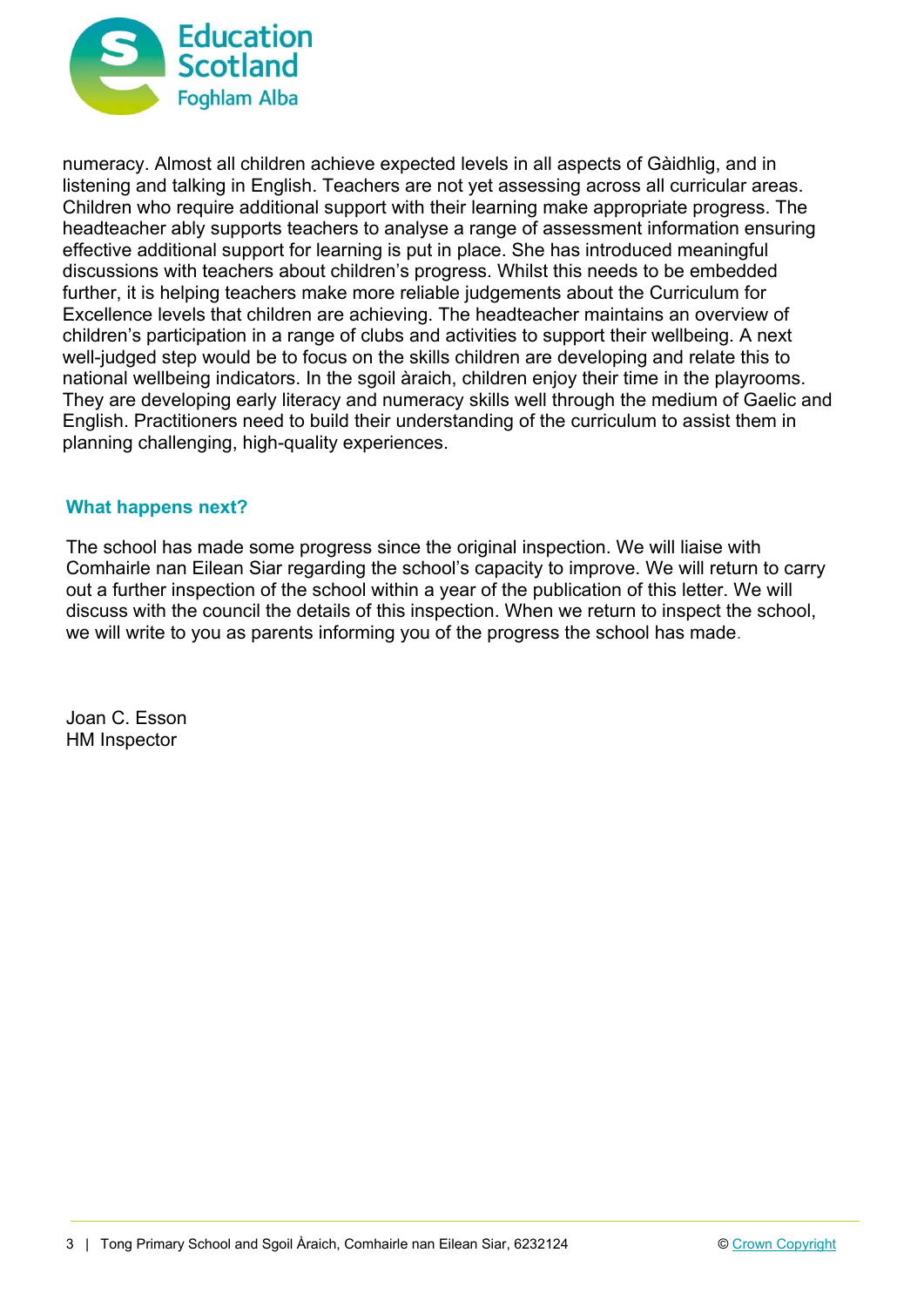numeracy. Almost all children achieve expected levels in all aspects of Gàidhlig, and in listening and talking in English. Teachers are not yet assessing across all curricular areas. Children who require additional support with their learning make appropriate progress. The headteacher ably supports teachers to analyse a range of assessment information ensuring effective additional support for learning is put in place. She has introduced meaningful discussions with teachers about children's progress. Whilst this needs to be embedded further, it is helping teachers make more reliable judgements about the Curriculum for Excellence levels that children are achieving. The headteacher maintains an overview of children's participation in a range of clubs and activities to support their wellbeing. A next well-judged step would be to focus on the skills children are developing and relate this to national wellbeing indicators. In the sgoil àraich, children enjoy their time in the playrooms. They are developing early literacy and numeracy skills well through the medium of Gaelic and English. Practitioners need to build their understanding of the curriculum to assist them in planning challenging, high-quality experiences.

## What happens next?

The school has made some progress since the original inspection. We will liaise with Comhairle nan Eilean Siar regarding the school's capacity to improve. We will return to carry out a further inspection of the school within a year of the publication of this letter. We will discuss with the council the details of this inspection. When we return to inspect the school, we will write to you as parents informing you of the progress the school has made.

Joan C. Esson
HM Inspector